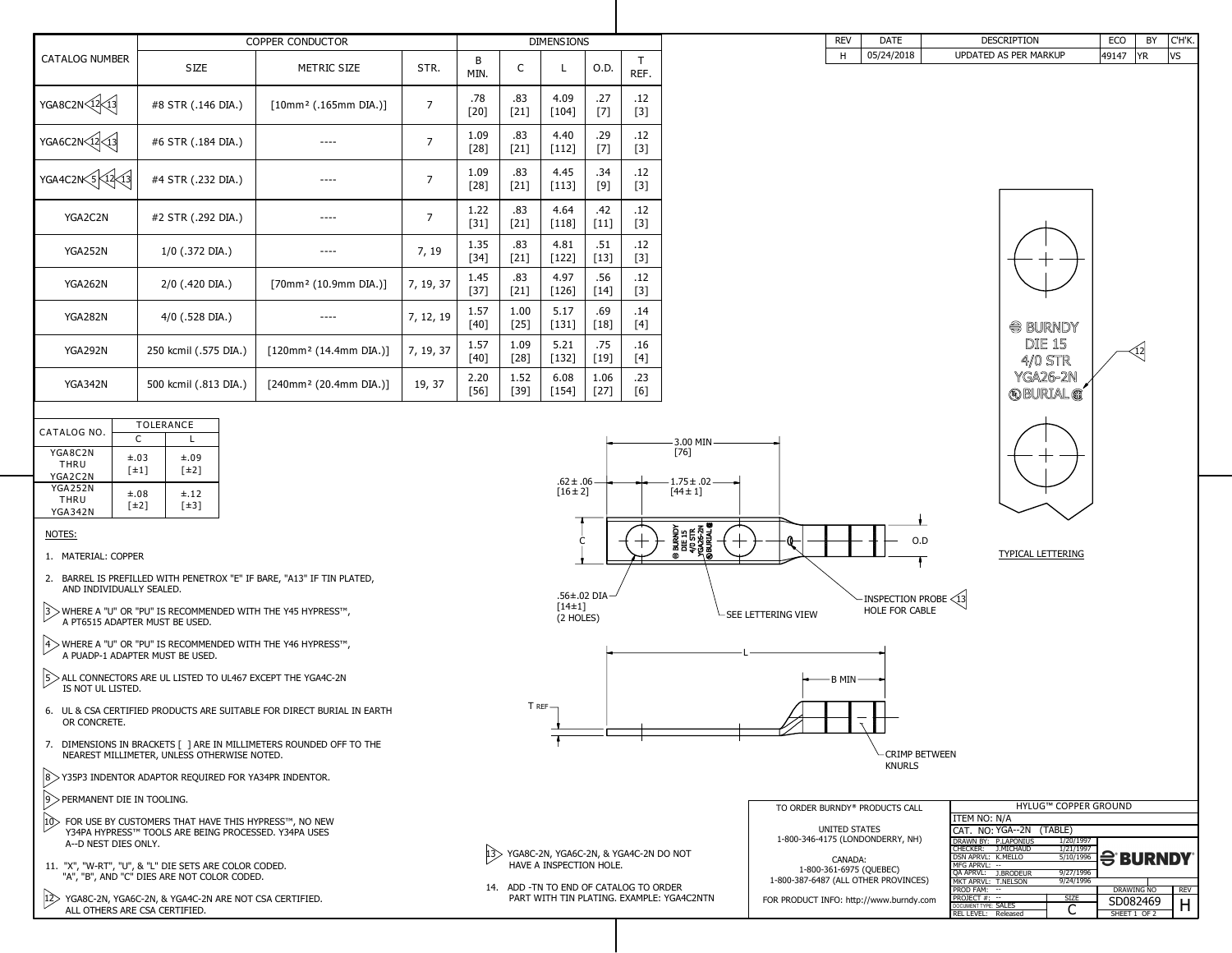| REV | DATE | DESCRIPTION | ECO | BY | CH'K. |
|---|---|---|---|---|---|
| H | 05/24/2018 | UPDATED AS PER MARKUP | 49147 | YR | VS |

| CATALOG NUMBER | COPPER CONDUCTOR SIZE | METRIC SIZE | STR. | DIMENSIONS B MIN. | C | L | O.D. | T REF. |
|---|---|---|---|---|---|---|---|---|
| YGA8C2N 12 13 | #8 STR (.146 DIA.) | [10mm² (.165mm DIA.)] | 7 | .78 [20] | .83 [21] | 4.09 [104] | .27 [7] | .12 [3] |
| YGA6C2N 12 13 | #6 STR (.184 DIA.) | ---- | 7 | 1.09 [28] | .83 [21] | 4.40 [112] | .29 [7] | .12 [3] |
| YGA4C2N 5 12 13 | #4 STR (.232 DIA.) | ---- | 7 | 1.09 [28] | .83 [21] | 4.45 [113] | .34 [9] | .12 [3] |
| YGA2C2N | #2 STR (.292 DIA.) | ---- | 7 | 1.22 [31] | .83 [21] | 4.64 [118] | .42 [11] | .12 [3] |
| YGA252N | 1/0 (.372 DIA.) | ---- | 7, 19 | 1.35 [34] | .83 [21] | 4.81 [122] | .51 [13] | .12 [3] |
| YGA262N | 2/0 (.420 DIA.) | [70mm² (10.9mm DIA.)] | 7, 19, 37 | 1.45 [37] | .83 [21] | 4.97 [126] | .56 [14] | .12 [3] |
| YGA282N | 4/0 (.528 DIA.) | ---- | 7, 12, 19 | 1.57 [40] | 1.00 [25] | 5.17 [131] | .69 [18] | .14 [4] |
| YGA292N | 250 kcmil (.575 DIA.) | [120mm² (14.4mm DIA.)] | 7, 19, 37 | 1.57 [40] | 1.09 [28] | 5.21 [132] | .75 [19] | .16 [4] |
| YGA342N | 500 kcmil (.813 DIA.) | [240mm² (20.4mm DIA.)] | 19, 37 | 2.20 [56] | 1.52 [39] | 6.08 [154] | 1.06 [27] | .23 [6] |

| CATALOG NO. | TOLERANCE C | L |
|---|---|---|
| YGA8C2N THRU YGA2C2N | ±.03 [±1] | ±.09 [±2] |
| YGA252N THRU YGA342N | ±.08 [±2] | ±.12 [±3] |

NOTES:

1. MATERIAL: COPPER
2. BARREL IS PREFILLED WITH PENETROX "E" IF BARE, "A13" IF TIN PLATED, AND INDIVIDUALLY SEALED.
3. WHERE A "U" OR "PU" IS RECOMMENDED WITH THE Y45 HYPRESS™, A PT6515 ADAPTER MUST BE USED.
4. WHERE A "U" OR "PU" IS RECOMMENDED WITH THE Y46 HYPRESS™, A PUADP-1 ADAPTER MUST BE USED.
5. ALL CONNECTORS ARE UL LISTED TO UL467 EXCEPT THE YGA4C-2N IS NOT UL LISTED.
6. UL & CSA CERTIFIED PRODUCTS ARE SUITABLE FOR DIRECT BURIAL IN EARTH OR CONCRETE.
7. DIMENSIONS IN BRACKETS [ ] ARE IN MILLIMETERS ROUNDED OFF TO THE NEAREST MILLIMETER, UNLESS OTHERWISE NOTED.
8. Y35P3 INDENTOR ADAPTOR REQUIRED FOR YA34PR INDENTOR.
9. PERMANENT DIE IN TOOLING.
10. FOR USE BY CUSTOMERS THAT HAVE THIS HYPRESS™, NO NEW Y34PA HYPRESS™ TOOLS ARE BEING PROCESSED. Y34PA USES A--D NEST DIES ONLY.
11. "X", "W-RT", "U", & "L" DIE SETS ARE COLOR CODED. "A", "B", AND "C" DIES ARE NOT COLOR CODED.
12. YGA8C-2N, YGA6C-2N, & YGA4C-2N ARE NOT CSA CERTIFIED. ALL OTHERS ARE CSA CERTIFIED.
13. YGA8C-2N, YGA6C-2N, & YGA4C-2N DO NOT HAVE A INSPECTION HOLE.
14. ADD -TN TO END OF CATALOG TO ORDER PART WITH TIN PLATING. EXAMPLE: YGA4C2NTN

3.00 MIN [76]

.62 ± .06 [16 ± 2]

1.75 ± .02 [44 ± 1]

C

O.D

.56±.02 DIA [14±1] (2 HOLES)

SEE LETTERING VIEW

INSPECTION PROBE HOLE FOR CABLE 13

L

B MIN

T REF

CRIMP BETWEEN KNURLS

BURNDY DIE 15 4/0 STR YGA26-2N BURIAL 12

TYPICAL LETTERING

TO ORDER BURNDY® PRODUCTS CALL

UNITED STATES
1-800-346-4175 (LONDONDERRY, NH)

CANADA:
1-800-361-6975 (QUEBEC)
1-800-387-6487 (ALL OTHER PROVINCES)

FOR PRODUCT INFO: http://www.burndy.com

HYLUG™ COPPER GROUND

ITEM NO: N/A
CAT. NO: YGA--2N (TABLE)

| | | |
|---|---|---|
| DRAWN BY: | P.LAPONIUS | 1/20/1997 |
| CHECKER: | J.MICHAUD | 1/21/1997 |
| DSN APRVL: | K.MELLO | 5/10/1996 |
| MFG APRVL: | -- | |
| QA APRVL: | J.BRODEUR | 9/27/1996 |
| MKT APRVL: | T.NELSON | 9/24/1996 |
| PROD FAM: | -- | |
| PROJECT #: | -- | |
| DOCUMENT TYPE: | SALES | |
| REL LEVEL: | Released | |

BURNDY

SIZE: C
DRAWING NO: SD082469
REV: H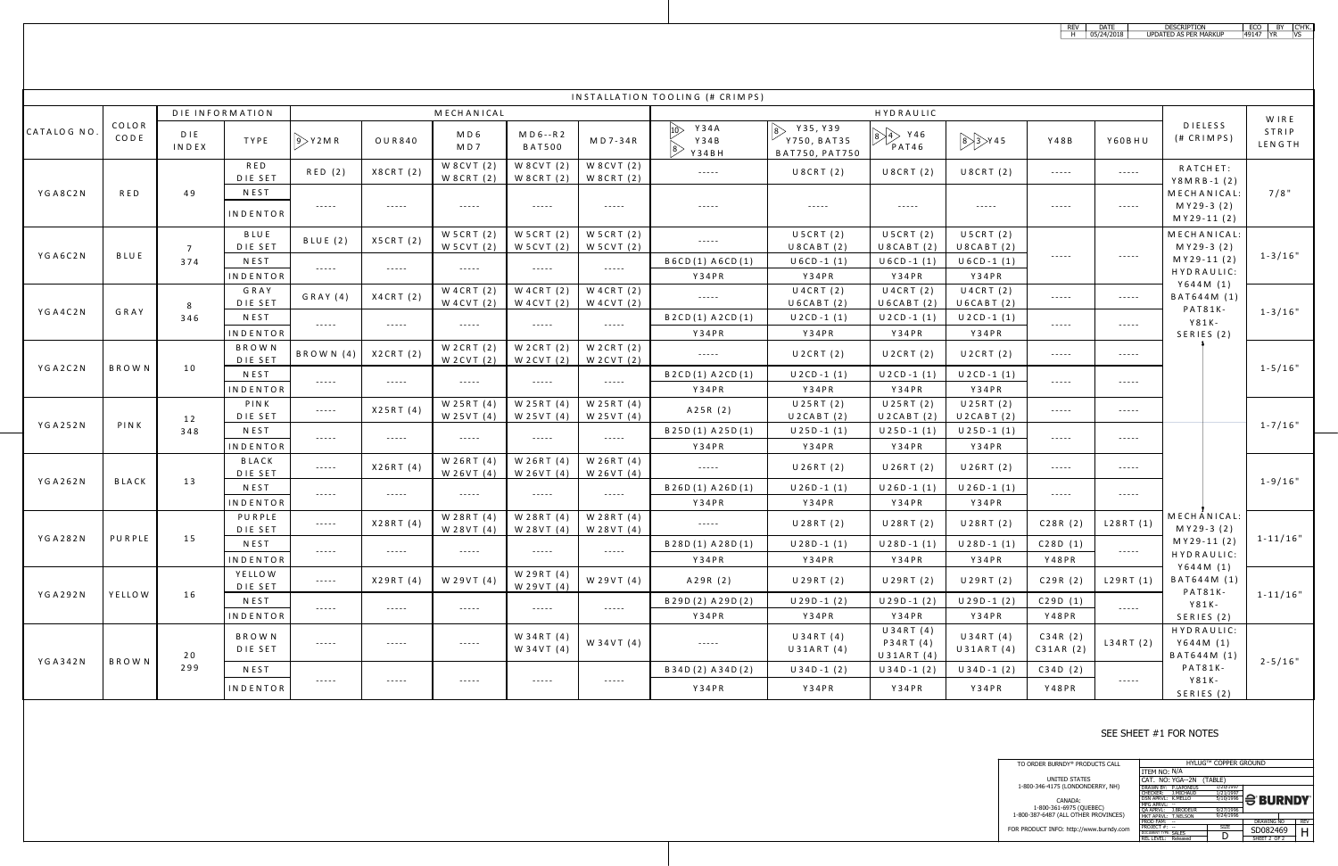| REV | DATE | DESCRIPTION | ECO | BY | CH'K. |
|---|---|---|---|---|---|
| H | 05/24/2018 | UPDATED AS PER MARKUP | 49147 | YR | VS |

INSTALLATION TOOLING (# CRIMPS)

| CATALOG NO. | COLOR CODE | DIE INFORMATION | | MECHANICAL | | | | | HYDRAULIC | | | | | | DIELESS (# CRIMPS) | WIRE STRIP LENGTH |
|---|---|---|---|---|---|---|---|---|---|---|---|---|---|---|---|---|
| | | DIE INDEX | TYPE | 9 Y2MR | OUR840 | MD6 MD7 | MD6--R2 BAT500 | MD7-34R | 10 Y34A Y34B 8 Y34BH | 8 Y35, Y39 Y750, BAT35 BAT750, PAT750 | 8 4 Y46 PAT46 | 8 3 Y45 | Y48B | Y60BHU | | |
| YGA8C2N | RED | 49 | RED DIE SET | RED (2) | X8CRT (2) | W8CVT (2) W8CRT (2) | W8CVT (2) W8CRT (2) | W8CVT (2) W8CRT (2) | ----- | U8CRT (2) | U8CRT (2) | U8CRT (2) | ----- | ----- | RATCHET: Y8MRB-1 (2) MECHANICAL: MY29-3 (2) MY29-11 (2) | 7/8" |
| | | | NEST | ----- | ----- | ----- | ----- | ----- | ----- | ----- | ----- | ----- | ----- | ----- | | |
| | | | INDENTOR | | | | | | | | | | | | | |
| YGA6C2N | BLUE | 7 374 | BLUE DIE SET | BLUE (2) | X5CRT (2) | W5CRT (2) W5CVT (2) | W5CRT (2) W5CVT (2) | W5CRT (2) W5CVT (2) | ----- | U5CRT (2) U8CABT (2) | U5CRT (2) U8CABT (2) | U5CRT (2) U8CABT (2) | ----- | ----- | MECHANICAL: MY29-3 (2) MY29-11 (2) HYDRAULIC: Y644M (1) BAT644M (1) PAT81K- Y81K- SERIES (2) | 1-3/16" |
| | | | NEST | ----- | ----- | ----- | ----- | ----- | B6CD(1) A6CD(1) | U6CD-1 (1) | U6CD-1 (1) | U6CD-1 (1) | | | | |
| | | | INDENTOR | | | | | | Y34PR | Y34PR | Y34PR | Y34PR | | | | |
| YGA4C2N | GRAY | 8 346 | GRAY DIE SET | GRAY (4) | X4CRT (2) | W4CRT (2) W4CVT (2) | W4CRT (2) W4CVT (2) | W4CRT (2) W4CVT (2) | ----- | U4CRT (2) U6CABT (2) | U4CRT (2) U6CABT (2) | U4CRT (2) U6CABT (2) | ----- | ----- | | 1-3/16" |
| | | | NEST | ----- | ----- | ----- | ----- | ----- | B2CD(1) A2CD(1) | U2CD-1 (1) | U2CD-1 (1) | U2CD-1 (1) | ----- | ----- | | |
| | | | INDENTOR | | | | | | Y34PR | Y34PR | Y34PR | Y34PR | | | | |
| YGA2C2N | BROWN | 10 | BROWN DIE SET | BROWN (4) | X2CRT (2) | W2CRT (2) W2CVT (2) | W2CRT (2) W2CVT (2) | W2CRT (2) W2CVT (2) | ----- | U2CRT (2) | U2CRT (2) | U2CRT (2) | ----- | ----- | | 1-5/16" |
| | | | NEST | ----- | ----- | ----- | ----- | ----- | B2CD(1) A2CD(1) | U2CD-1 (1) | U2CD-1 (1) | U2CD-1 (1) | ----- | ----- | | |
| | | | INDENTOR | | | | | | Y34PR | Y34PR | Y34PR | Y34PR | | | | |
| YGA252N | PINK | 12 348 | PINK DIE SET | ----- | X25RT (4) | W25RT (4) W25VT (4) | W25RT (4) W25VT (4) | W25RT (4) W25VT (4) | A25R (2) | U25RT (2) U2CABT (2) | U25RT (2) U2CABT (2) | U25RT (2) U2CABT (2) | ----- | ----- | | 1-7/16" |
| | | | NEST | ----- | ----- | ----- | ----- | ----- | B25D(1) A25D(1) | U25D-1 (1) | U25D-1 (1) | U25D-1 (1) | ----- | ----- | | |
| | | | INDENTOR | | | | | | Y34PR | Y34PR | Y34PR | Y34PR | | | | |
| YGA262N | BLACK | 13 | BLACK DIE SET | ----- | X26RT (4) | W26RT (4) W26VT (4) | W26RT (4) W26VT (4) | W26RT (4) W26VT (4) | ----- | U26RT (2) | U26RT (2) | U26RT (2) | ----- | ----- | | 1-9/16" |
| | | | NEST | ----- | ----- | ----- | ----- | ----- | B26D(1) A26D(1) | U26D-1 (1) | U26D-1 (1) | U26D-1 (1) | ----- | ----- | | |
| | | | INDENTOR | | | | | | Y34PR | Y34PR | Y34PR | Y34PR | | | | |
| YGA282N | PURPLE | 15 | PURPLE DIE SET | ----- | X28RT (4) | W28RT (4) W28VT (4) | W28RT (4) W28VT (4) | W28RT (4) W28VT (4) | ----- | U28RT (2) | U28RT (2) | U28RT (2) | C28R (2) | L28RT (1) | MECHANICAL: MY29-3 (2) MY29-11 (2) HYDRAULIC: Y644M (1) BAT644M (1) PAT81K- Y81K- SERIES (2) | 1-11/16" |
| | | | NEST | ----- | ----- | ----- | ----- | ----- | B28D(1) A28D(1) | U28D-1 (1) | U28D-1 (1) | U28D-1 (1) | C28D (1) | ----- | | |
| | | | INDENTOR | | | | | | Y34PR | Y34PR | Y34PR | Y34PR | Y48PR | | | |
| YGA292N | YELLOW | 16 | YELLOW DIE SET | ----- | X29RT (4) | W29VT (4) | W29RT (4) W29VT (4) | W29VT (4) | A29R (2) | U29RT (2) | U29RT (2) | U29RT (2) | C29R (2) | L29RT (1) | | 1-11/16" |
| | | | NEST | ----- | ----- | ----- | ----- | ----- | B29D(2) A29D(2) | U29D-1 (2) | U29D-1 (2) | U29D-1 (2) | C29D (1) | ----- | | |
| | | | INDENTOR | | | | | | Y34PR | Y34PR | Y34PR | Y34PR | Y48PR | | | |
| YGA342N | BROWN | 20 299 | BROWN DIE SET | ----- | ----- | ----- | W34RT (4) W34VT (4) | W34VT (4) | ----- | U34RT (4) U31ART (4) | U34RT (4) P34RT (4) U31ART (4) | U34RT (4) U31ART (4) | C34R (2) C31AR (2) | L34RT (2) | HYDRAULIC: Y644M (1) BAT644M (1) PAT81K- Y81K- SERIES (2) | 2-5/16" |
| | | | NEST | ----- | ----- | ----- | ----- | ----- | B34D(2) A34D(2) | U34D-1 (2) | U34D-1 (2) | U34D-1 (2) | C34D (2) | ----- | | |
| | | | INDENTOR | | | | | | Y34PR | Y34PR | Y34PR | Y34PR | Y48PR | | | |

SEE SHEET #1 FOR NOTES

TO ORDER BURNDY® PRODUCTS CALL

UNITED STATES
1-800-346-4175 (LONDONDERRY, NH)

CANADA:
1-800-361-6975 (QUEBEC)
1-800-387-6487 (ALL OTHER PROVINCES)

FOR PRODUCT INFO: http://www.burndy.com

HYLUG™ COPPER GROUND

ITEM NO: N/A
CAT. NO: YGA--2N (TABLE)
DRAWN BY: F.LAFONTIS
CHECKED: T.MICHAUD
DSN APRVL: K.MELLO
MFG APRVL: -
QA APRVL: J.BROUDEUR
MKT APRVL: T.NELSON
PROD FAM: -
PROJECT #: -
DOCUMENT TYPE: SALES
REL LEVEL: Released

BURNDY

SIZE: D
DRAWING NO: SD082469
REV: H
SHEET 2 OF 2